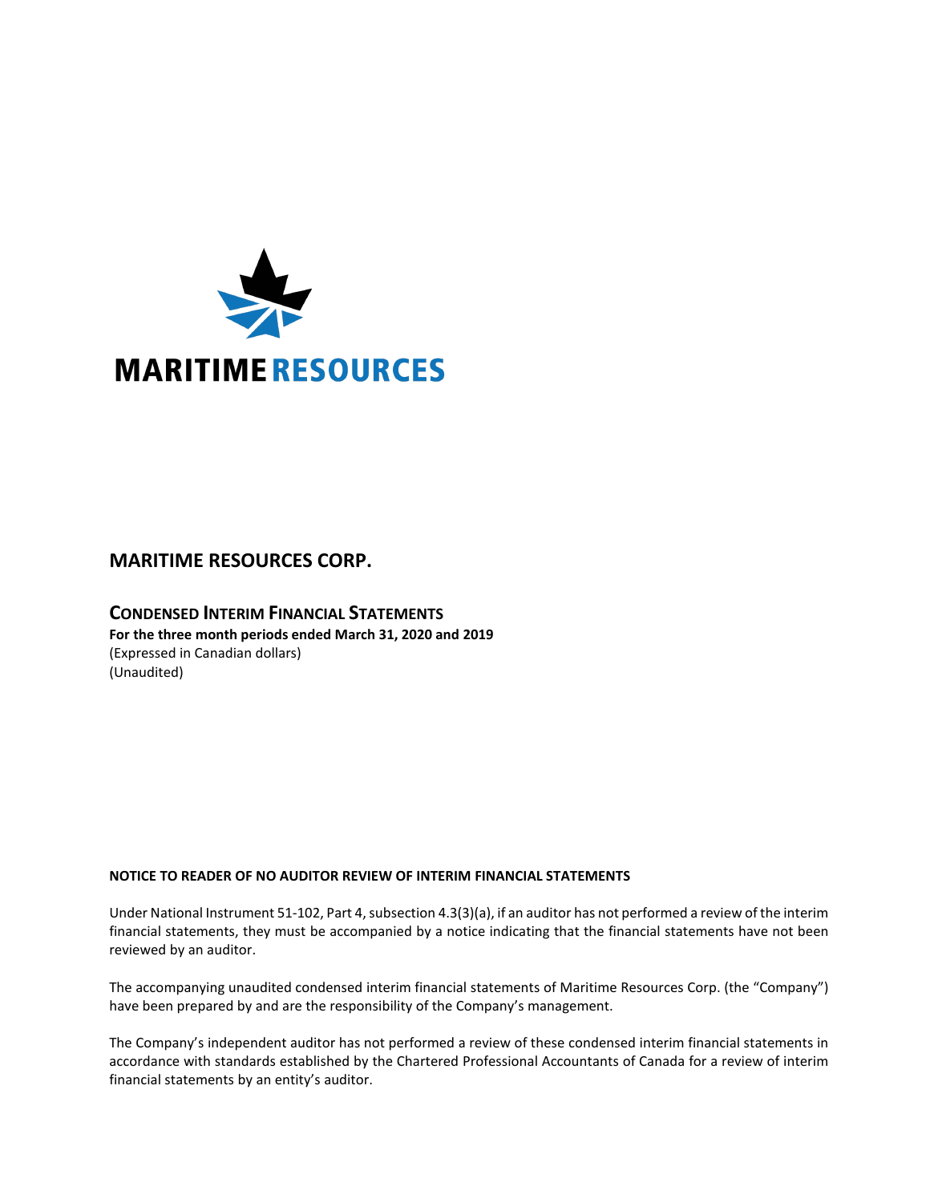MARITIME RESOURCES

# MARITIME RESOURCES CORP.

## CONDENSED INTERIM FINANCIAL STATEMENTS

**For the three month periods ended March 31, 2020 and 2019**

(Expressed in Canadian dollars)

(Unaudited)

**NOTICE TO READER OF NO AUDITOR REVIEW OF INTERIM FINANCIAL STATEMENTS**

Under National Instrument 51-102, Part 4, subsection 4.3(3)(a), if an auditor has not performed a review of the interim financial statements, they must be accompanied by a notice indicating that the financial statements have not been reviewed by an auditor.

The accompanying unaudited condensed interim financial statements of Maritime Resources Corp. (the "Company") have been prepared by and are the responsibility of the Company's management.

The Company's independent auditor has not performed a review of these condensed interim financial statements in accordance with standards established by the Chartered Professional Accountants of Canada for a review of interim financial statements by an entity's auditor.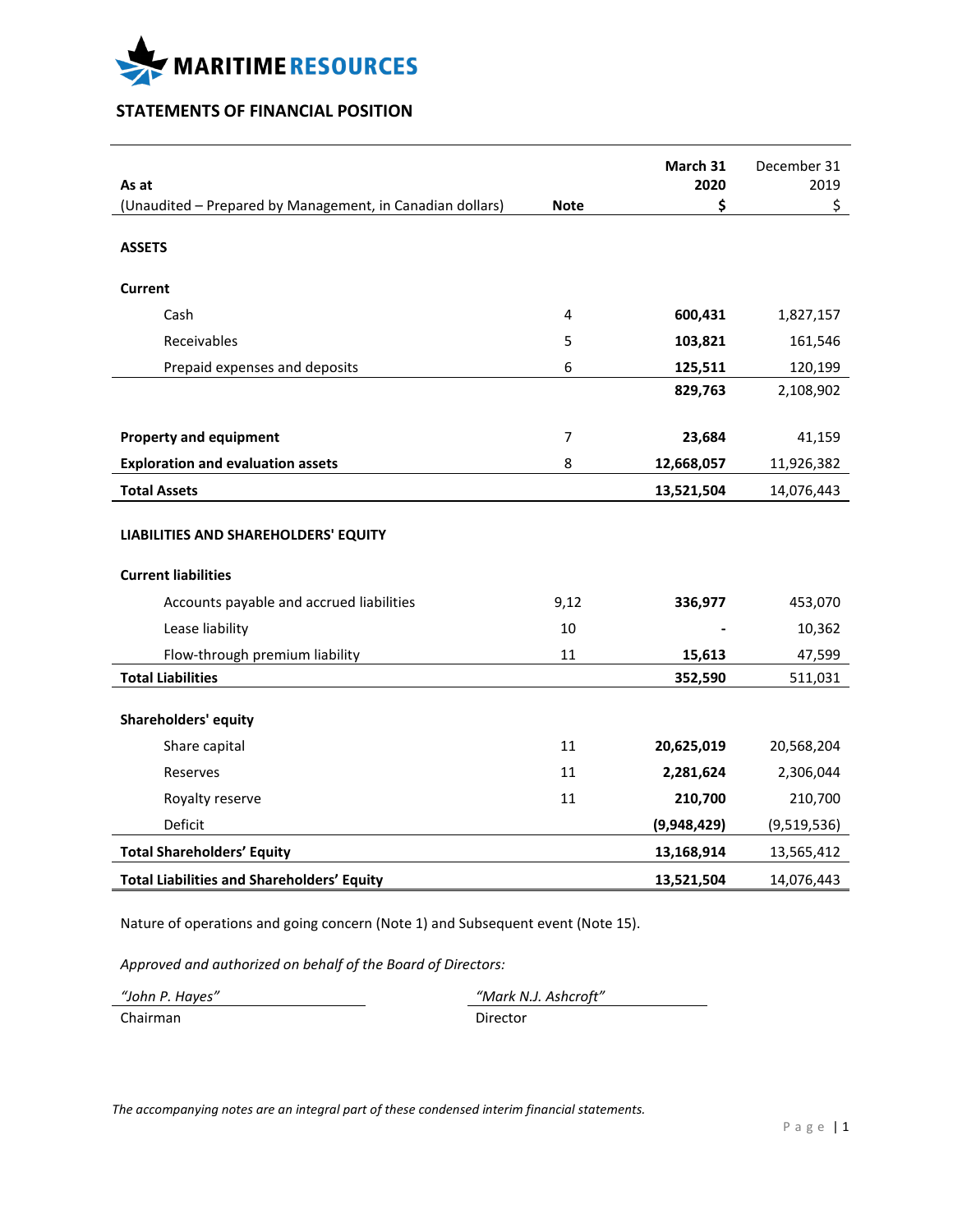MARITIME RESOURCES

## STATEMENTS OF FINANCIAL POSITION

| As at<br>(Unaudited – Prepared by Management, in Canadian dollars) | Note | March 31<br>2020<br>$ | December 31<br>2019<br>$ |
|---|---|---|---|
| **ASSETS** | | | |
| **Current** | | | |
| Cash | 4 | **600,431** | 1,827,157 |
| Receivables | 5 | **103,821** | 161,546 |
| Prepaid expenses and deposits | 6 | **125,511** | 120,199 |
| | | **829,763** | 2,108,902 |
| **Property and equipment** | 7 | **23,684** | 41,159 |
| **Exploration and evaluation assets** | 8 | **12,668,057** | 11,926,382 |
| **Total Assets** | | **13,521,504** | 14,076,443 |
| **LIABILITIES AND SHAREHOLDERS' EQUITY** | | | |
| **Current liabilities** | | | |
| Accounts payable and accrued liabilities | 9,12 | **336,977** | 453,070 |
| Lease liability | 10 | **-** | 10,362 |
| Flow-through premium liability | 11 | **15,613** | 47,599 |
| **Total Liabilities** | | **352,590** | 511,031 |
| **Shareholders' equity** | | | |
| Share capital | 11 | **20,625,019** | 20,568,204 |
| Reserves | 11 | **2,281,624** | 2,306,044 |
| Royalty reserve | 11 | **210,700** | 210,700 |
| Deficit | | **(9,948,429)** | (9,519,536) |
| **Total Shareholders' Equity** | | **13,168,914** | 13,565,412 |
| **Total Liabilities and Shareholders' Equity** | | **13,521,504** | 14,076,443 |

Nature of operations and going concern (Note 1) and Subsequent event (Note 15).

*Approved and authorized on behalf of the Board of Directors:*

*"John P. Hayes"* — Chairman

*"Mark N.J. Ashcroft"* — Director

*The accompanying notes are an integral part of these condensed interim financial statements.*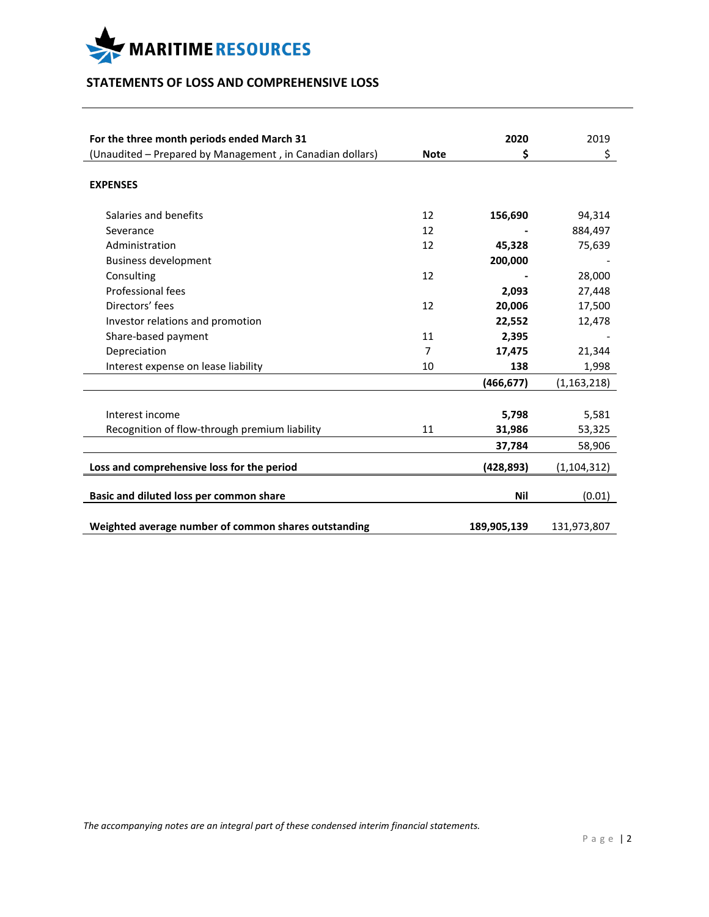MARITIME RESOURCES

## STATEMENTS OF LOSS AND COMPREHENSIVE LOSS

| For the three month periods ended March 31 | | 2020 | 2019 |
|---|---|---|---|
| (Unaudited – Prepared by Management , in Canadian dollars) | Note | $ | $ |
| **EXPENSES** | | | |
| Salaries and benefits | 12 | **156,690** | 94,314 |
| Severance | 12 | **-** | 884,497 |
| Administration | 12 | **45,328** | 75,639 |
| Business development | | **200,000** | - |
| Consulting | 12 | **-** | 28,000 |
| Professional fees | | **2,093** | 27,448 |
| Directors' fees | 12 | **20,006** | 17,500 |
| Investor relations and promotion | | **22,552** | 12,478 |
| Share-based payment | 11 | **2,395** | - |
| Depreciation | 7 | **17,475** | 21,344 |
| Interest expense on lease liability | 10 | **138** | 1,998 |
| | | **(466,677)** | (1,163,218) |
| Interest income | | **5,798** | 5,581 |
| Recognition of flow-through premium liability | 11 | **31,986** | 53,325 |
| | | **37,784** | 58,906 |
| **Loss and comprehensive loss for the period** | | **(428,893)** | (1,104,312) |
| **Basic and diluted loss per common share** | | **Nil** | (0.01) |
| **Weighted average number of common shares outstanding** | | **189,905,139** | 131,973,807 |

*The accompanying notes are an integral part of these condensed interim financial statements.*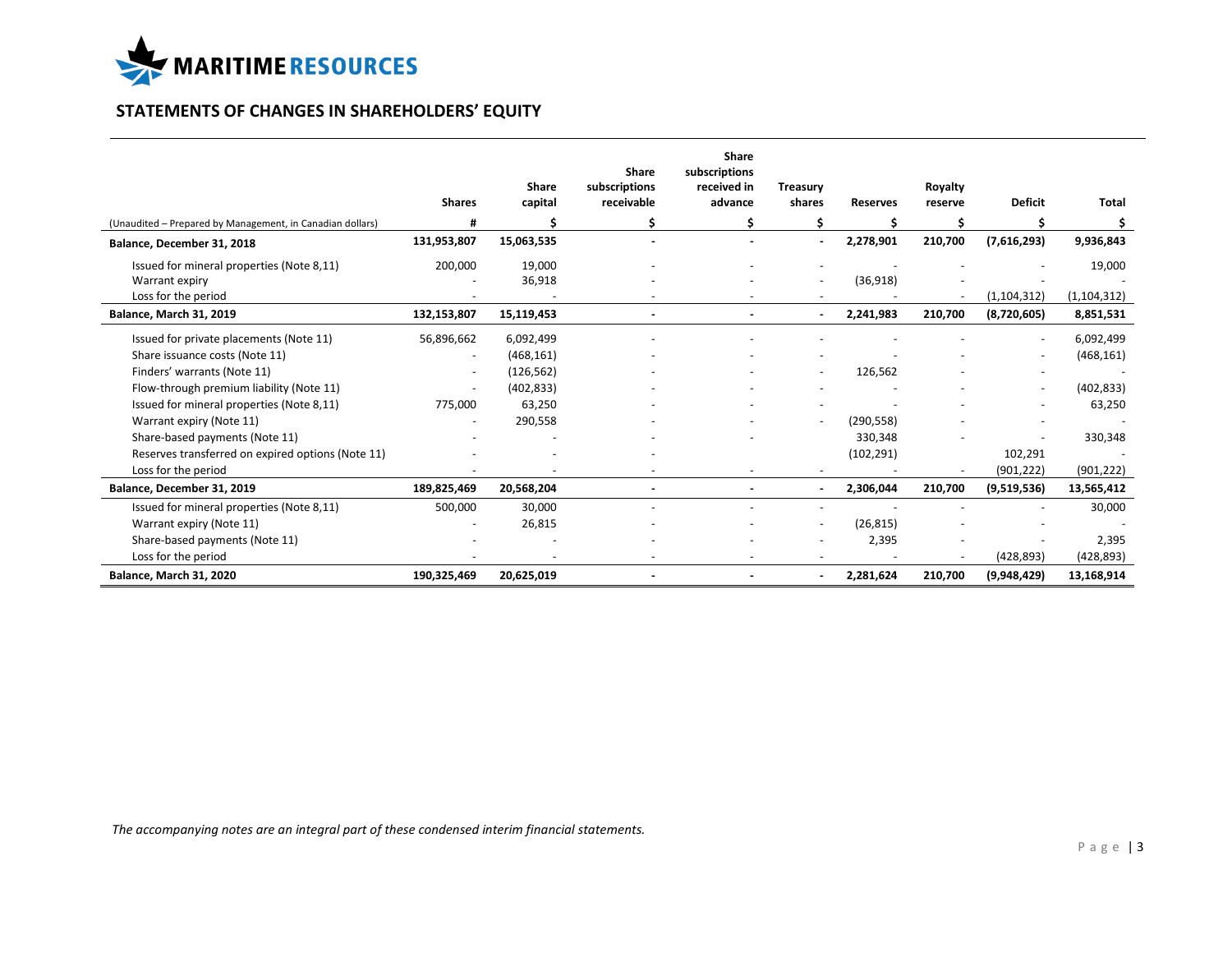MARITIME RESOURCES

## STATEMENTS OF CHANGES IN SHAREHOLDERS' EQUITY

| | Shares | Share capital | Share subscriptions receivable | Share subscriptions received in advance | Treasury shares | Reserves | Royalty reserve | Deficit | Total |
|---|---|---|---|---|---|---|---|---|---|
| (Unaudited – Prepared by Management, in Canadian dollars) | # | $ | $ | $ | $ | $ | $ | $ | $ |
| **Balance, December 31, 2018** | **131,953,807** | **15,063,535** | **-** | **-** | **-** | **2,278,901** | **210,700** | **(7,616,293)** | **9,936,843** |
| Issued for mineral properties (Note 8,11) | 200,000 | 19,000 | - | - | - | - | - | - | 19,000 |
| Warrant expiry | - | 36,918 | - | - | - | (36,918) | - | - | - |
| Loss for the period | - | - | - | - | - | - | - | (1,104,312) | (1,104,312) |
| **Balance, March 31, 2019** | **132,153,807** | **15,119,453** | **-** | **-** | **-** | **2,241,983** | **210,700** | **(8,720,605)** | **8,851,531** |
| Issued for private placements (Note 11) | 56,896,662 | 6,092,499 | - | - | - | - | - | - | 6,092,499 |
| Share issuance costs (Note 11) | - | (468,161) | - | - | - | - | - | - | (468,161) |
| Finders' warrants (Note 11) | - | (126,562) | - | - | - | 126,562 | - | - | - |
| Flow-through premium liability (Note 11) | - | (402,833) | - | - | - | - | - | - | (402,833) |
| Issued for mineral properties (Note 8,11) | 775,000 | 63,250 | - | - | - | - | - | - | 63,250 |
| Warrant expiry (Note 11) | - | 290,558 | - | - | - | (290,558) | - | - | - |
| Share-based payments (Note 11) | - | - | - | - | - | 330,348 | - | - | 330,348 |
| Reserves transferred on expired options (Note 11) | - | - | - | | | (102,291) | | 102,291 | - |
| Loss for the period | - | - | - | - | - | - | - | (901,222) | (901,222) |
| **Balance, December 31, 2019** | **189,825,469** | **20,568,204** | **-** | **-** | **-** | **2,306,044** | **210,700** | **(9,519,536)** | **13,565,412** |
| Issued for mineral properties (Note 8,11) | 500,000 | 30,000 | - | - | - | - | - | - | 30,000 |
| Warrant expiry (Note 11) | - | 26,815 | - | - | - | (26,815) | - | - | - |
| Share-based payments (Note 11) | - | - | - | - | - | 2,395 | - | - | 2,395 |
| Loss for the period | - | - | - | - | - | - | - | (428,893) | (428,893) |
| **Balance, March 31, 2020** | **190,325,469** | **20,625,019** | **-** | **-** | **-** | **2,281,624** | **210,700** | **(9,948,429)** | **13,168,914** |

*The accompanying notes are an integral part of these condensed interim financial statements.*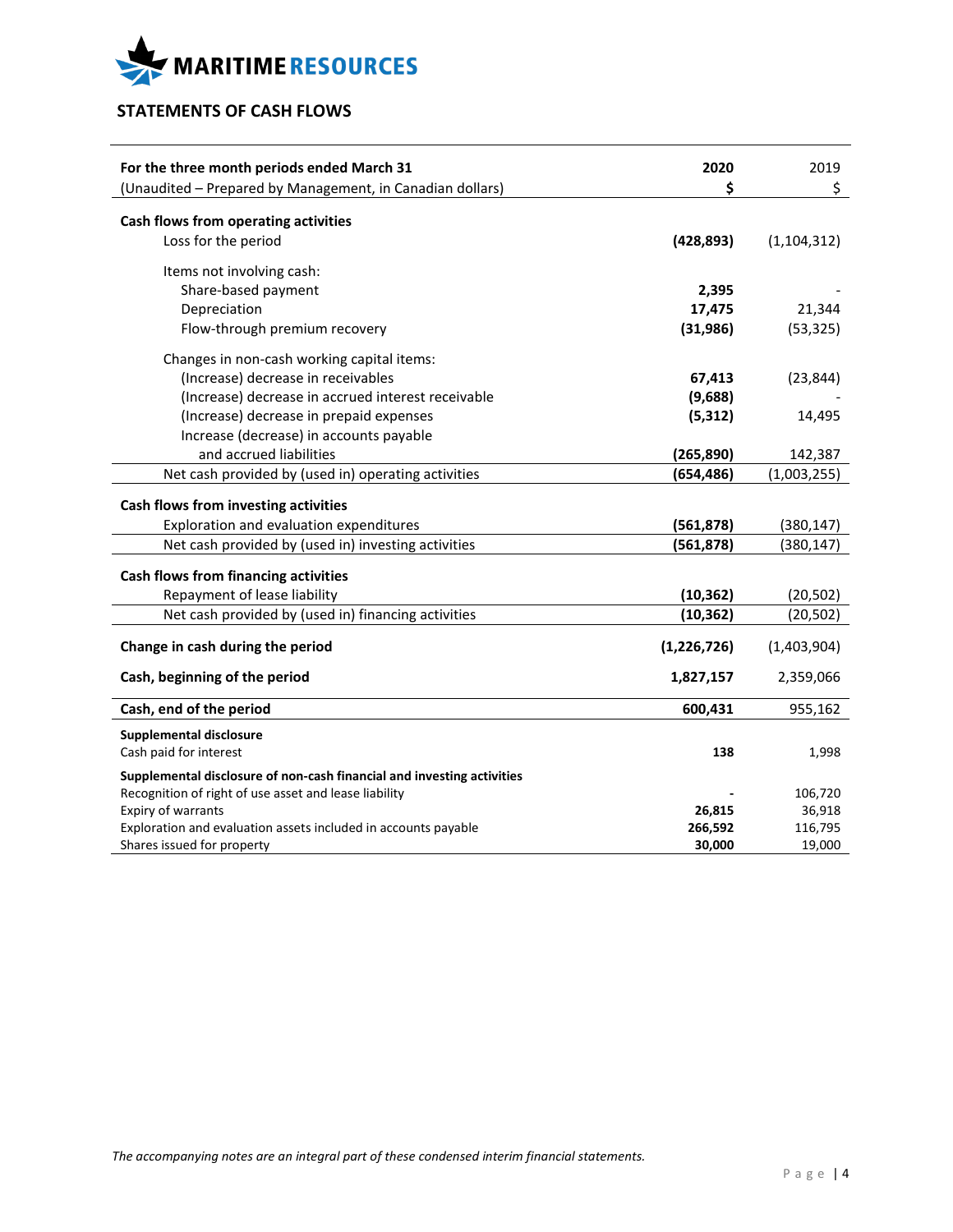MARITIME RESOURCES

## STATEMENTS OF CASH FLOWS

| For the three month periods ended March 31 | 2020 | 2019 |
|---|---|---|
| (Unaudited – Prepared by Management, in Canadian dollars) | $ | $ |
| **Cash flows from operating activities** | | |
| Loss for the period | **(428,893)** | (1,104,312) |
| Items not involving cash: | | |
| Share-based payment | **2,395** | - |
| Depreciation | **17,475** | 21,344 |
| Flow-through premium recovery | **(31,986)** | (53,325) |
| Changes in non-cash working capital items: | | |
| (Increase) decrease in receivables | **67,413** | (23,844) |
| (Increase) decrease in accrued interest receivable | **(9,688)** | - |
| (Increase) decrease in prepaid expenses | **(5,312)** | 14,495 |
| Increase (decrease) in accounts payable and accrued liabilities | **(265,890)** | 142,387 |
| Net cash provided by (used in) operating activities | **(654,486)** | (1,003,255) |
| **Cash flows from investing activities** | | |
| Exploration and evaluation expenditures | **(561,878)** | (380,147) |
| Net cash provided by (used in) investing activities | **(561,878)** | (380,147) |
| **Cash flows from financing activities** | | |
| Repayment of lease liability | **(10,362)** | (20,502) |
| Net cash provided by (used in) financing activities | **(10,362)** | (20,502) |
| **Change in cash during the period** | **(1,226,726)** | (1,403,904) |
| **Cash, beginning of the period** | **1,827,157** | 2,359,066 |
| **Cash, end of the period** | **600,431** | 955,162 |
| **Supplemental disclosure** | | |
| Cash paid for interest | **138** | 1,998 |
| **Supplemental disclosure of non-cash financial and investing activities** | | |
| Recognition of right of use asset and lease liability | **-** | 106,720 |
| Expiry of warrants | **26,815** | 36,918 |
| Exploration and evaluation assets included in accounts payable | **266,592** | 116,795 |
| Shares issued for property | **30,000** | 19,000 |

*The accompanying notes are an integral part of these condensed interim financial statements.*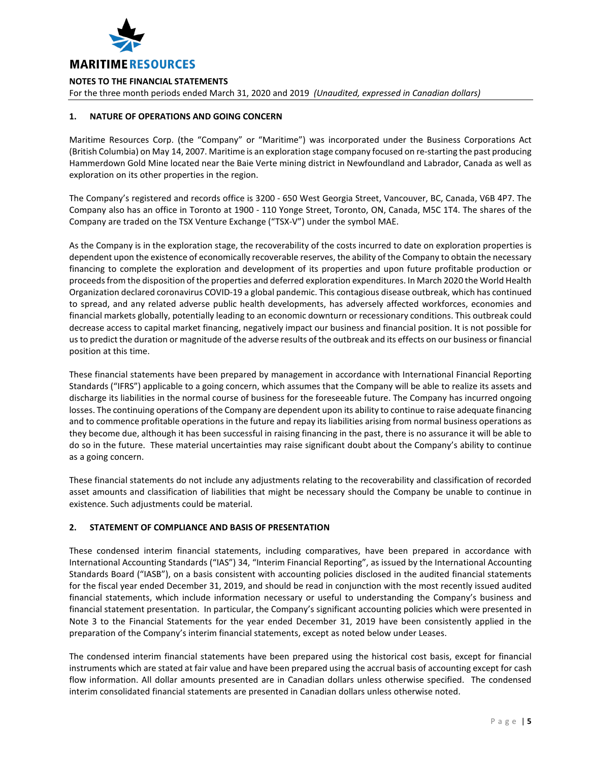# NOTES TO THE FINANCIAL STATEMENTS

For the three month periods ended March 31, 2020 and 2019 *(Unaudited, expressed in Canadian dollars)*

## 1. NATURE OF OPERATIONS AND GOING CONCERN

Maritime Resources Corp. (the "Company" or "Maritime") was incorporated under the Business Corporations Act (British Columbia) on May 14, 2007. Maritime is an exploration stage company focused on re-starting the past producing Hammerdown Gold Mine located near the Baie Verte mining district in Newfoundland and Labrador, Canada as well as exploration on its other properties in the region.

The Company's registered and records office is 3200 - 650 West Georgia Street, Vancouver, BC, Canada, V6B 4P7. The Company also has an office in Toronto at 1900 - 110 Yonge Street, Toronto, ON, Canada, M5C 1T4. The shares of the Company are traded on the TSX Venture Exchange ("TSX-V") under the symbol MAE.

As the Company is in the exploration stage, the recoverability of the costs incurred to date on exploration properties is dependent upon the existence of economically recoverable reserves, the ability of the Company to obtain the necessary financing to complete the exploration and development of its properties and upon future profitable production or proceeds from the disposition of the properties and deferred exploration expenditures. In March 2020 the World Health Organization declared coronavirus COVID-19 a global pandemic. This contagious disease outbreak, which has continued to spread, and any related adverse public health developments, has adversely affected workforces, economies and financial markets globally, potentially leading to an economic downturn or recessionary conditions. This outbreak could decrease access to capital market financing, negatively impact our business and financial position. It is not possible for us to predict the duration or magnitude of the adverse results of the outbreak and its effects on our business or financial position at this time.

These financial statements have been prepared by management in accordance with International Financial Reporting Standards ("IFRS") applicable to a going concern, which assumes that the Company will be able to realize its assets and discharge its liabilities in the normal course of business for the foreseeable future. The Company has incurred ongoing losses. The continuing operations of the Company are dependent upon its ability to continue to raise adequate financing and to commence profitable operations in the future and repay its liabilities arising from normal business operations as they become due, although it has been successful in raising financing in the past, there is no assurance it will be able to do so in the future. These material uncertainties may raise significant doubt about the Company's ability to continue as a going concern.

These financial statements do not include any adjustments relating to the recoverability and classification of recorded asset amounts and classification of liabilities that might be necessary should the Company be unable to continue in existence. Such adjustments could be material.

## 2. STATEMENT OF COMPLIANCE AND BASIS OF PRESENTATION

These condensed interim financial statements, including comparatives, have been prepared in accordance with International Accounting Standards ("IAS") 34, "Interim Financial Reporting", as issued by the International Accounting Standards Board ("IASB"), on a basis consistent with accounting policies disclosed in the audited financial statements for the fiscal year ended December 31, 2019, and should be read in conjunction with the most recently issued audited financial statements, which include information necessary or useful to understanding the Company's business and financial statement presentation. In particular, the Company's significant accounting policies which were presented in Note 3 to the Financial Statements for the year ended December 31, 2019 have been consistently applied in the preparation of the Company's interim financial statements, except as noted below under Leases.

The condensed interim financial statements have been prepared using the historical cost basis, except for financial instruments which are stated at fair value and have been prepared using the accrual basis of accounting except for cash flow information. All dollar amounts presented are in Canadian dollars unless otherwise specified. The condensed interim consolidated financial statements are presented in Canadian dollars unless otherwise noted.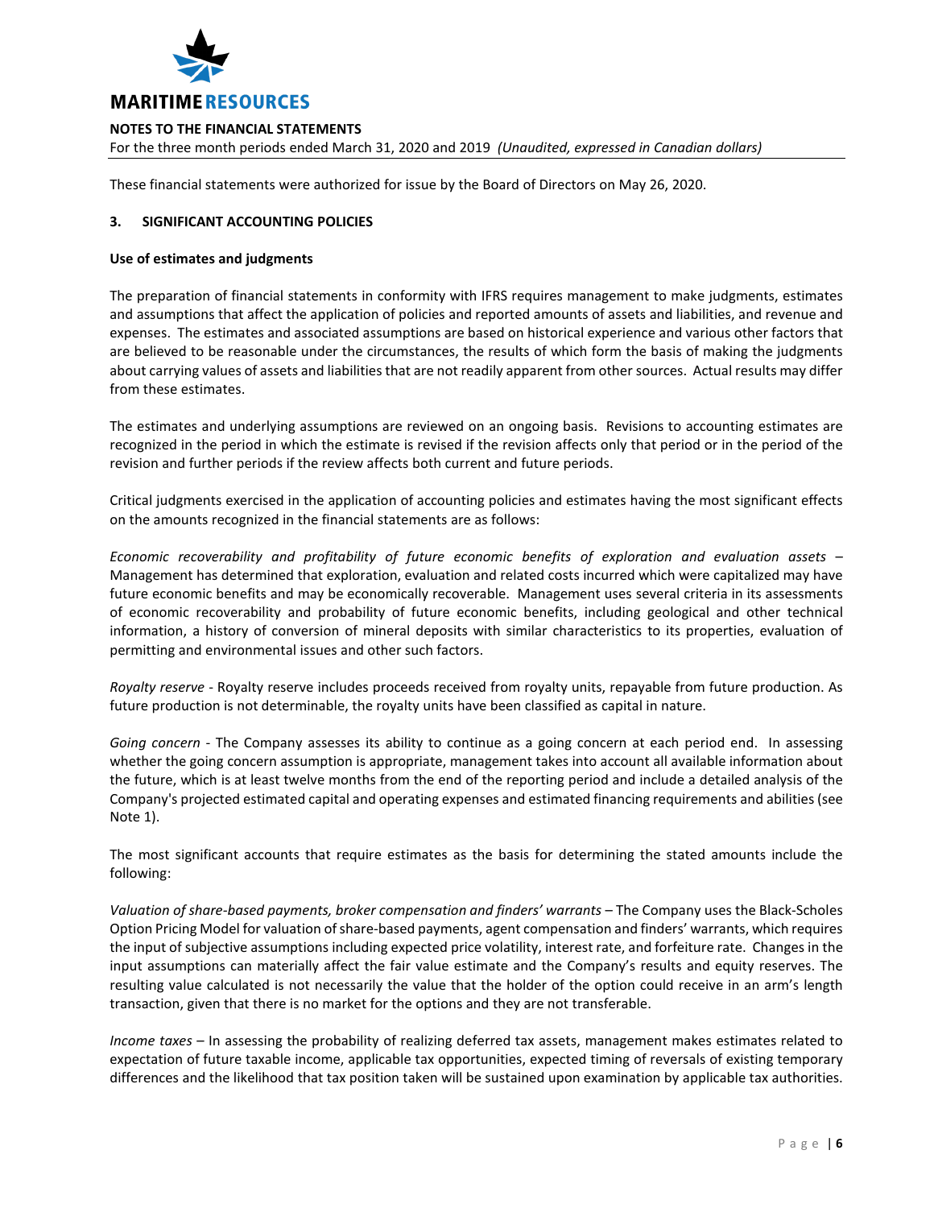These financial statements were authorized for issue by the Board of Directors on May 26, 2020.

## 3. SIGNIFICANT ACCOUNTING POLICIES

**Use of estimates and judgments**

The preparation of financial statements in conformity with IFRS requires management to make judgments, estimates and assumptions that affect the application of policies and reported amounts of assets and liabilities, and revenue and expenses. The estimates and associated assumptions are based on historical experience and various other factors that are believed to be reasonable under the circumstances, the results of which form the basis of making the judgments about carrying values of assets and liabilities that are not readily apparent from other sources. Actual results may differ from these estimates.

The estimates and underlying assumptions are reviewed on an ongoing basis. Revisions to accounting estimates are recognized in the period in which the estimate is revised if the revision affects only that period or in the period of the revision and further periods if the review affects both current and future periods.

Critical judgments exercised in the application of accounting policies and estimates having the most significant effects on the amounts recognized in the financial statements are as follows:

*Economic recoverability and profitability of future economic benefits of exploration and evaluation assets* – Management has determined that exploration, evaluation and related costs incurred which were capitalized may have future economic benefits and may be economically recoverable. Management uses several criteria in its assessments of economic recoverability and probability of future economic benefits, including geological and other technical information, a history of conversion of mineral deposits with similar characteristics to its properties, evaluation of permitting and environmental issues and other such factors.

*Royalty reserve* - Royalty reserve includes proceeds received from royalty units, repayable from future production. As future production is not determinable, the royalty units have been classified as capital in nature.

*Going concern* - The Company assesses its ability to continue as a going concern at each period end. In assessing whether the going concern assumption is appropriate, management takes into account all available information about the future, which is at least twelve months from the end of the reporting period and include a detailed analysis of the Company's projected estimated capital and operating expenses and estimated financing requirements and abilities (see Note 1).

The most significant accounts that require estimates as the basis for determining the stated amounts include the following:

*Valuation of share-based payments, broker compensation and finders' warrants* – The Company uses the Black-Scholes Option Pricing Model for valuation of share-based payments, agent compensation and finders' warrants, which requires the input of subjective assumptions including expected price volatility, interest rate, and forfeiture rate. Changes in the input assumptions can materially affect the fair value estimate and the Company's results and equity reserves. The resulting value calculated is not necessarily the value that the holder of the option could receive in an arm's length transaction, given that there is no market for the options and they are not transferable.

*Income taxes* – In assessing the probability of realizing deferred tax assets, management makes estimates related to expectation of future taxable income, applicable tax opportunities, expected timing of reversals of existing temporary differences and the likelihood that tax position taken will be sustained upon examination by applicable tax authorities.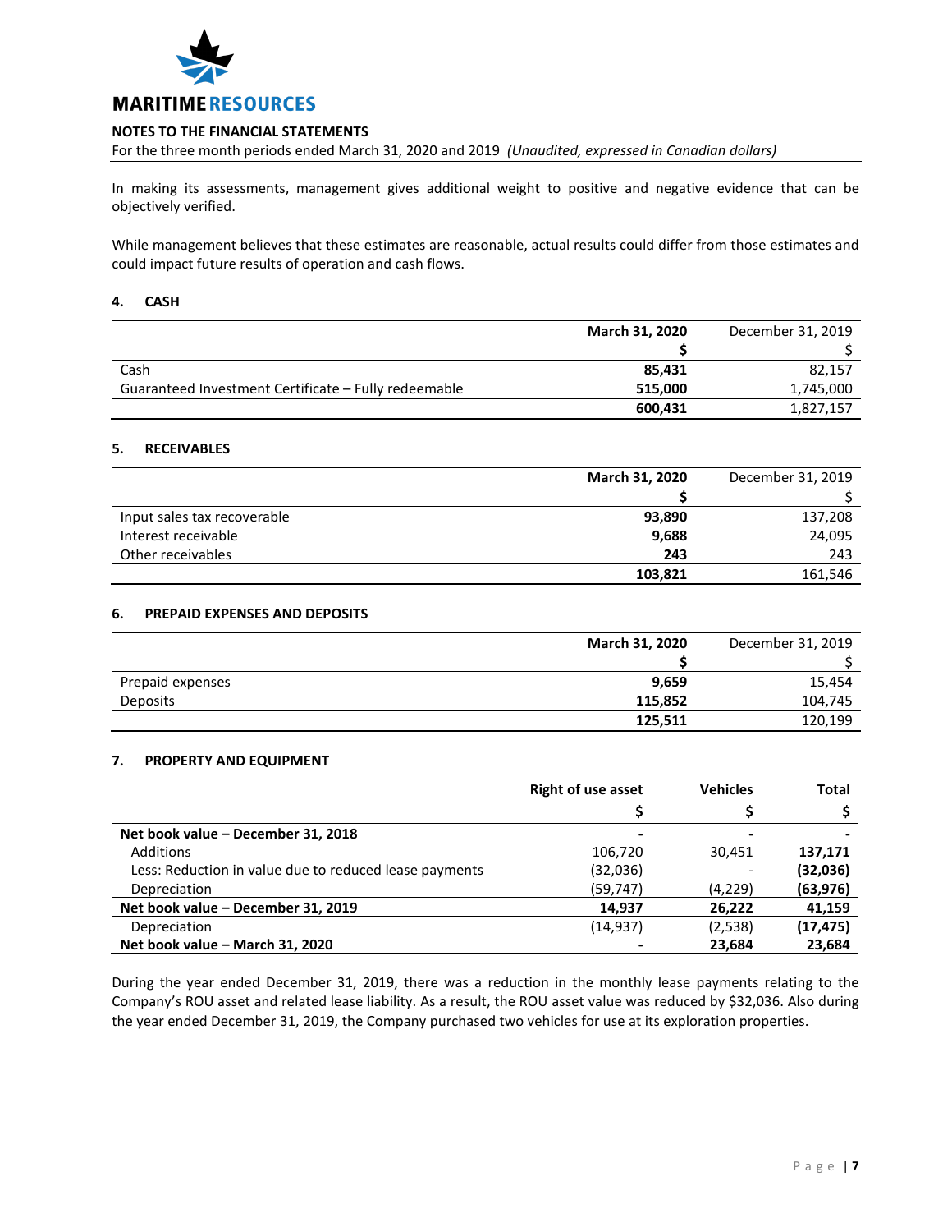MARITIME RESOURCES

**NOTES TO THE FINANCIAL STATEMENTS**

For the three month periods ended March 31, 2020 and 2019 *(Unaudited, expressed in Canadian dollars)*

In making its assessments, management gives additional weight to positive and negative evidence that can be objectively verified.

While management believes that these estimates are reasonable, actual results could differ from those estimates and could impact future results of operation and cash flows.

## 4. CASH

| | **March 31, 2020** | December 31, 2019 |
|---|---|---|
| | **$** | $ |
| Cash | **85,431** | 82,157 |
| Guaranteed Investment Certificate – Fully redeemable | **515,000** | 1,745,000 |
| | **600,431** | 1,827,157 |

## 5. RECEIVABLES

| | **March 31, 2020** | December 31, 2019 |
|---|---|---|
| | **$** | $ |
| Input sales tax recoverable | **93,890** | 137,208 |
| Interest receivable | **9,688** | 24,095 |
| Other receivables | **243** | 243 |
| | **103,821** | 161,546 |

## 6. PREPAID EXPENSES AND DEPOSITS

| | **March 31, 2020** | December 31, 2019 |
|---|---|---|
| | **$** | $ |
| Prepaid expenses | **9,659** | 15,454 |
| Deposits | **115,852** | 104,745 |
| | **125,511** | 120,199 |

## 7. PROPERTY AND EQUIPMENT

| | **Right of use asset** | **Vehicles** | **Total** |
|---|---|---|---|
| | **$** | **$** | **$** |
| **Net book value – December 31, 2018** | - | - | - |
| Additions | 106,720 | 30,451 | **137,171** |
| Less: Reduction in value due to reduced lease payments | (32,036) | - | **(32,036)** |
| Depreciation | (59,747) | (4,229) | **(63,976)** |
| **Net book value – December 31, 2019** | **14,937** | **26,222** | **41,159** |
| Depreciation | (14,937) | (2,538) | **(17,475)** |
| **Net book value – March 31, 2020** | **-** | **23,684** | **23,684** |

During the year ended December 31, 2019, there was a reduction in the monthly lease payments relating to the Company's ROU asset and related lease liability. As a result, the ROU asset value was reduced by $32,036. Also during the year ended December 31, 2019, the Company purchased two vehicles for use at its exploration properties.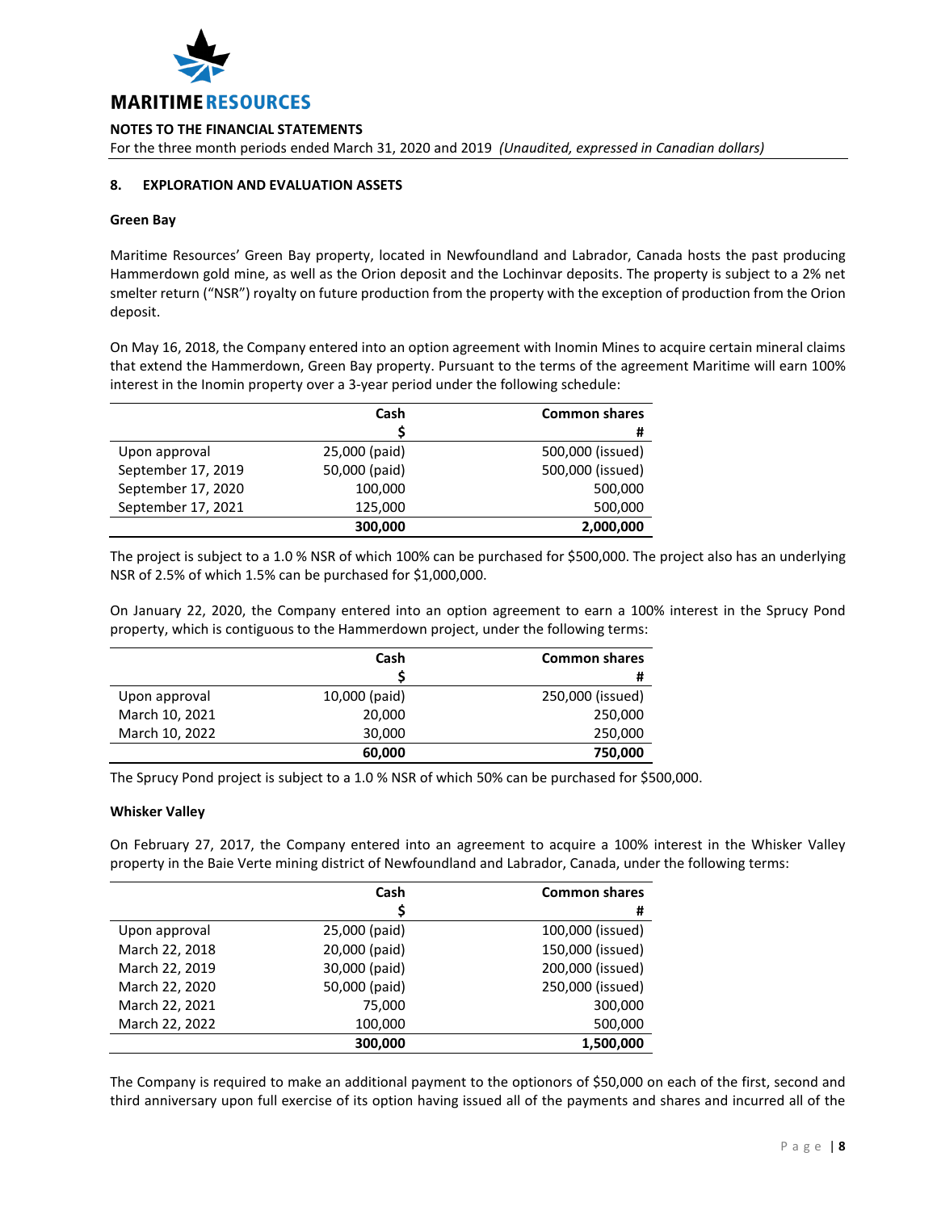## 8. EXPLORATION AND EVALUATION ASSETS

### Green Bay

Maritime Resources' Green Bay property, located in Newfoundland and Labrador, Canada hosts the past producing Hammerdown gold mine, as well as the Orion deposit and the Lochinvar deposits. The property is subject to a 2% net smelter return ("NSR") royalty on future production from the property with the exception of production from the Orion deposit.

On May 16, 2018, the Company entered into an option agreement with Inomin Mines to acquire certain mineral claims that extend the Hammerdown, Green Bay property. Pursuant to the terms of the agreement Maritime will earn 100% interest in the Inomin property over a 3-year period under the following schedule:

| | Cash<br>$ | Common shares<br># |
|---|---|---|
| Upon approval | 25,000 (paid) | 500,000 (issued) |
| September 17, 2019 | 50,000 (paid) | 500,000 (issued) |
| September 17, 2020 | 100,000 | 500,000 |
| September 17, 2021 | 125,000 | 500,000 |
| | **300,000** | **2,000,000** |

The project is subject to a 1.0 % NSR of which 100% can be purchased for $500,000. The project also has an underlying NSR of 2.5% of which 1.5% can be purchased for $1,000,000.

On January 22, 2020, the Company entered into an option agreement to earn a 100% interest in the Sprucy Pond property, which is contiguous to the Hammerdown project, under the following terms:

| | Cash<br>$ | Common shares<br># |
|---|---|---|
| Upon approval | 10,000 (paid) | 250,000 (issued) |
| March 10, 2021 | 20,000 | 250,000 |
| March 10, 2022 | 30,000 | 250,000 |
| | **60,000** | **750,000** |

The Sprucy Pond project is subject to a 1.0 % NSR of which 50% can be purchased for $500,000.

### Whisker Valley

On February 27, 2017, the Company entered into an agreement to acquire a 100% interest in the Whisker Valley property in the Baie Verte mining district of Newfoundland and Labrador, Canada, under the following terms:

| | Cash<br>$ | Common shares<br># |
|---|---|---|
| Upon approval | 25,000 (paid) | 100,000 (issued) |
| March 22, 2018 | 20,000 (paid) | 150,000 (issued) |
| March 22, 2019 | 30,000 (paid) | 200,000 (issued) |
| March 22, 2020 | 50,000 (paid) | 250,000 (issued) |
| March 22, 2021 | 75,000 | 300,000 |
| March 22, 2022 | 100,000 | 500,000 |
| | **300,000** | **1,500,000** |

The Company is required to make an additional payment to the optionors of $50,000 on each of the first, second and third anniversary upon full exercise of its option having issued all of the payments and shares and incurred all of the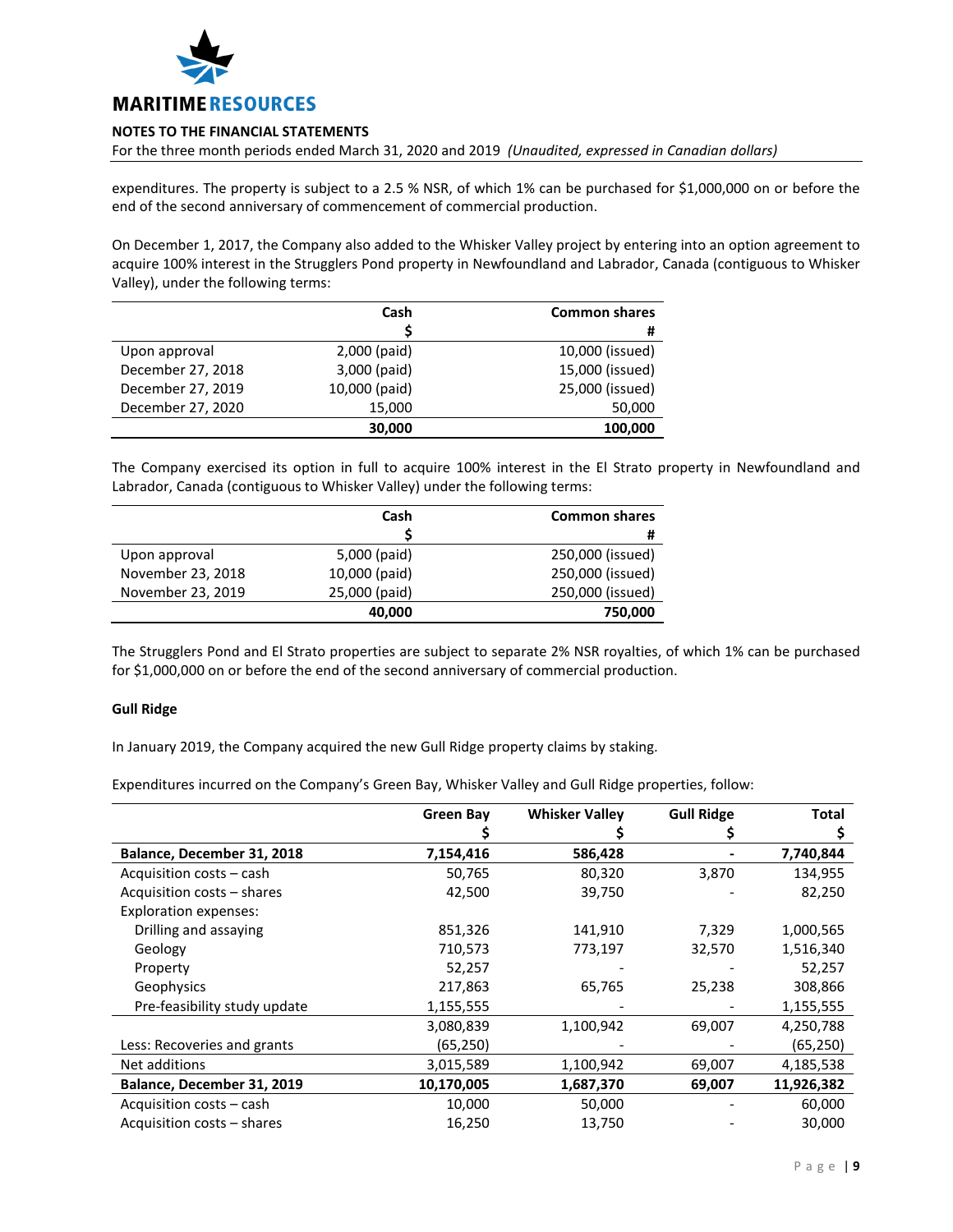expenditures. The property is subject to a 2.5 % NSR, of which 1% can be purchased for $1,000,000 on or before the end of the second anniversary of commencement of commercial production.

On December 1, 2017, the Company also added to the Whisker Valley project by entering into an option agreement to acquire 100% interest in the Strugglers Pond property in Newfoundland and Labrador, Canada (contiguous to Whisker Valley), under the following terms:

| | Cash<br>$ | Common shares<br># |
|---|---:|---:|
| Upon approval | 2,000 (paid) | 10,000 (issued) |
| December 27, 2018 | 3,000 (paid) | 15,000 (issued) |
| December 27, 2019 | 10,000 (paid) | 25,000 (issued) |
| December 27, 2020 | 15,000 | 50,000 |
| | **30,000** | **100,000** |

The Company exercised its option in full to acquire 100% interest in the El Strato property in Newfoundland and Labrador, Canada (contiguous to Whisker Valley) under the following terms:

| | Cash<br>$ | Common shares<br># |
|---|---:|---:|
| Upon approval | 5,000 (paid) | 250,000 (issued) |
| November 23, 2018 | 10,000 (paid) | 250,000 (issued) |
| November 23, 2019 | 25,000 (paid) | 250,000 (issued) |
| | **40,000** | **750,000** |

The Strugglers Pond and El Strato properties are subject to separate 2% NSR royalties, of which 1% can be purchased for $1,000,000 on or before the end of the second anniversary of commercial production.

**Gull Ridge**

In January 2019, the Company acquired the new Gull Ridge property claims by staking.

Expenditures incurred on the Company's Green Bay, Whisker Valley and Gull Ridge properties, follow:

| | Green Bay<br>$ | Whisker Valley<br>$ | Gull Ridge<br>$ | Total<br>$ |
|---|---:|---:|---:|---:|
| **Balance, December 31, 2018** | **7,154,416** | **586,428** | **-** | **7,740,844** |
| Acquisition costs – cash | 50,765 | 80,320 | 3,870 | 134,955 |
| Acquisition costs – shares | 42,500 | 39,750 | - | 82,250 |
| Exploration expenses: | | | | |
| Drilling and assaying | 851,326 | 141,910 | 7,329 | 1,000,565 |
| Geology | 710,573 | 773,197 | 32,570 | 1,516,340 |
| Property | 52,257 | - | - | 52,257 |
| Geophysics | 217,863 | 65,765 | 25,238 | 308,866 |
| Pre-feasibility study update | 1,155,555 | - | - | 1,155,555 |
| | 3,080,839 | 1,100,942 | 69,007 | 4,250,788 |
| Less: Recoveries and grants | (65,250) | - | - | (65,250) |
| Net additions | 3,015,589 | 1,100,942 | 69,007 | 4,185,538 |
| **Balance, December 31, 2019** | **10,170,005** | **1,687,370** | **69,007** | **11,926,382** |
| Acquisition costs – cash | 10,000 | 50,000 | - | 60,000 |
| Acquisition costs – shares | 16,250 | 13,750 | - | 30,000 |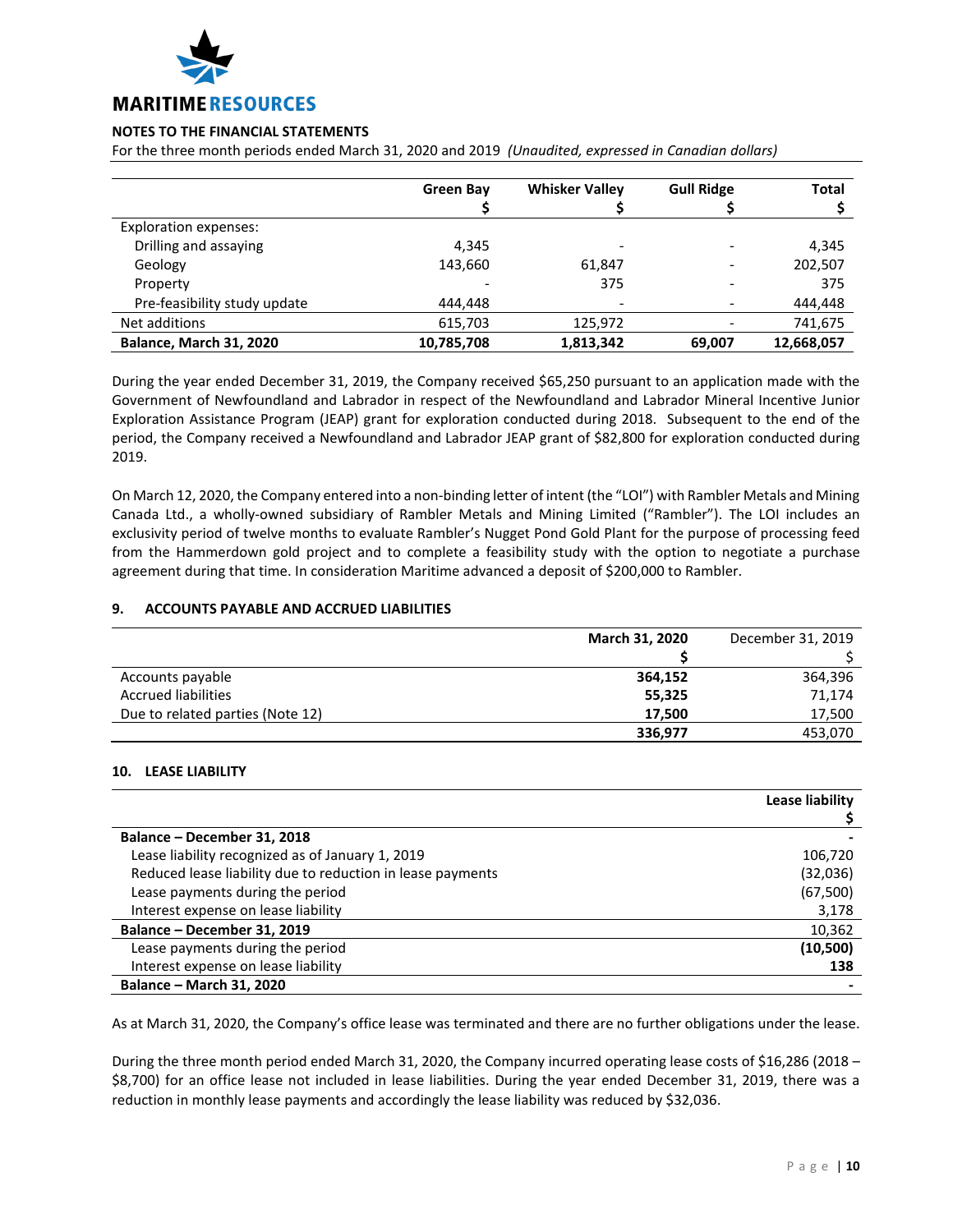**NOTES TO THE FINANCIAL STATEMENTS**

For the three month periods ended March 31, 2020 and 2019 *(Unaudited, expressed in Canadian dollars)*

| | Green Bay<br>$ | Whisker Valley<br>$ | Gull Ridge<br>$ | Total<br>$ |
|---|---|---|---|---|
| Exploration expenses: | | | | |
| Drilling and assaying | 4,345 | - | - | 4,345 |
| Geology | 143,660 | 61,847 | - | 202,507 |
| Property | - | 375 | - | 375 |
| Pre-feasibility study update | 444,448 | - | - | 444,448 |
| Net additions | 615,703 | 125,972 | - | 741,675 |
| **Balance, March 31, 2020** | **10,785,708** | **1,813,342** | **69,007** | **12,668,057** |

During the year ended December 31, 2019, the Company received $65,250 pursuant to an application made with the Government of Newfoundland and Labrador in respect of the Newfoundland and Labrador Mineral Incentive Junior Exploration Assistance Program (JEAP) grant for exploration conducted during 2018. Subsequent to the end of the period, the Company received a Newfoundland and Labrador JEAP grant of $82,800 for exploration conducted during 2019.

On March 12, 2020, the Company entered into a non-binding letter of intent (the "LOI") with Rambler Metals and Mining Canada Ltd., a wholly-owned subsidiary of Rambler Metals and Mining Limited ("Rambler"). The LOI includes an exclusivity period of twelve months to evaluate Rambler's Nugget Pond Gold Plant for the purpose of processing feed from the Hammerdown gold project and to complete a feasibility study with the option to negotiate a purchase agreement during that time. In consideration Maritime advanced a deposit of $200,000 to Rambler.

## 9. ACCOUNTS PAYABLE AND ACCRUED LIABILITIES

| | March 31, 2020<br>$ | December 31, 2019<br>$ |
|---|---|---|
| Accounts payable | **364,152** | 364,396 |
| Accrued liabilities | **55,325** | 71,174 |
| Due to related parties (Note 12) | **17,500** | 17,500 |
| | **336,977** | 453,070 |

## 10. LEASE LIABILITY

| | Lease liability<br>$ |
|---|---|
| **Balance – December 31, 2018** | - |
| Lease liability recognized as of January 1, 2019 | 106,720 |
| Reduced lease liability due to reduction in lease payments | (32,036) |
| Lease payments during the period | (67,500) |
| Interest expense on lease liability | 3,178 |
| **Balance – December 31, 2019** | 10,362 |
| Lease payments during the period | **(10,500)** |
| Interest expense on lease liability | **138** |
| **Balance – March 31, 2020** | **-** |

As at March 31, 2020, the Company's office lease was terminated and there are no further obligations under the lease.

During the three month period ended March 31, 2020, the Company incurred operating lease costs of $16,286 (2018 – $8,700) for an office lease not included in lease liabilities. During the year ended December 31, 2019, there was a reduction in monthly lease payments and accordingly the lease liability was reduced by $32,036.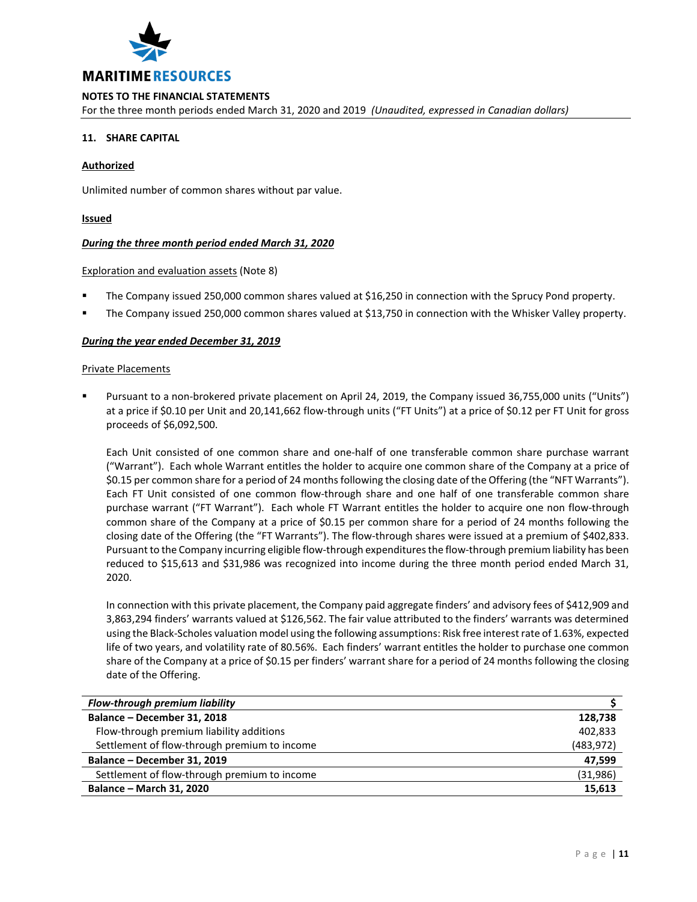## 11. SHARE CAPITAL

**Authorized**

Unlimited number of common shares without par value.

**Issued**

***During the three month period ended March 31, 2020***

Exploration and evaluation assets (Note 8)

- The Company issued 250,000 common shares valued at $16,250 in connection with the Sprucy Pond property.
- The Company issued 250,000 common shares valued at $13,750 in connection with the Whisker Valley property.

***During the year ended December 31, 2019***

Private Placements

- Pursuant to a non-brokered private placement on April 24, 2019, the Company issued 36,755,000 units ("Units") at a price if $0.10 per Unit and 20,141,662 flow-through units ("FT Units") at a price of $0.12 per FT Unit for gross proceeds of $6,092,500.

  Each Unit consisted of one common share and one-half of one transferable common share purchase warrant ("Warrant"). Each whole Warrant entitles the holder to acquire one common share of the Company at a price of $0.15 per common share for a period of 24 months following the closing date of the Offering (the "NFT Warrants"). Each FT Unit consisted of one common flow-through share and one half of one transferable common share purchase warrant ("FT Warrant"). Each whole FT Warrant entitles the holder to acquire one non flow-through common share of the Company at a price of $0.15 per common share for a period of 24 months following the closing date of the Offering (the "FT Warrants"). The flow-through shares were issued at a premium of $402,833. Pursuant to the Company incurring eligible flow-through expenditures the flow-through premium liability has been reduced to $15,613 and $31,986 was recognized into income during the three month period ended March 31, 2020.

  In connection with this private placement, the Company paid aggregate finders' and advisory fees of $412,909 and 3,863,294 finders' warrants valued at $126,562. The fair value attributed to the finders' warrants was determined using the Black-Scholes valuation model using the following assumptions: Risk free interest rate of 1.63%, expected life of two years, and volatility rate of 80.56%. Each finders' warrant entitles the holder to purchase one common share of the Company at a price of $0.15 per finders' warrant share for a period of 24 months following the closing date of the Offering.

| ***Flow-through premium liability*** | **$** |
|---|---|
| **Balance – December 31, 2018** | **128,738** |
| Flow-through premium liability additions | 402,833 |
| Settlement of flow-through premium to income | (483,972) |
| **Balance – December 31, 2019** | **47,599** |
| Settlement of flow-through premium to income | (31,986) |
| **Balance – March 31, 2020** | **15,613** |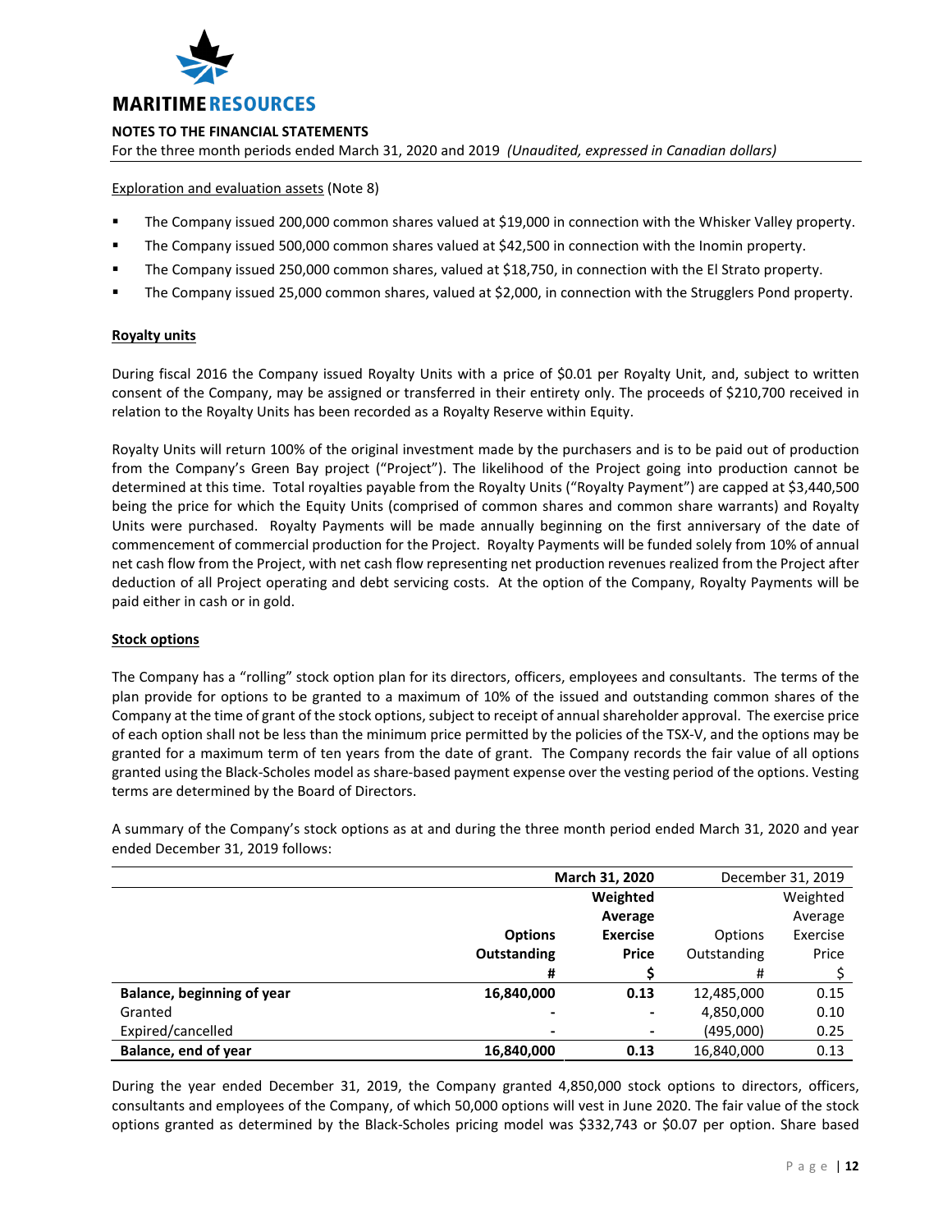Exploration and evaluation assets (Note 8)

- The Company issued 200,000 common shares valued at $19,000 in connection with the Whisker Valley property.
- The Company issued 500,000 common shares valued at $42,500 in connection with the Inomin property.
- The Company issued 250,000 common shares, valued at $18,750, in connection with the El Strato property.
- The Company issued 25,000 common shares, valued at $2,000, in connection with the Strugglers Pond property.

**Royalty units**

During fiscal 2016 the Company issued Royalty Units with a price of $0.01 per Royalty Unit, and, subject to written consent of the Company, may be assigned or transferred in their entirety only. The proceeds of $210,700 received in relation to the Royalty Units has been recorded as a Royalty Reserve within Equity.

Royalty Units will return 100% of the original investment made by the purchasers and is to be paid out of production from the Company's Green Bay project ("Project"). The likelihood of the Project going into production cannot be determined at this time. Total royalties payable from the Royalty Units ("Royalty Payment") are capped at $3,440,500 being the price for which the Equity Units (comprised of common shares and common share warrants) and Royalty Units were purchased. Royalty Payments will be made annually beginning on the first anniversary of the date of commencement of commercial production for the Project. Royalty Payments will be funded solely from 10% of annual net cash flow from the Project, with net cash flow representing net production revenues realized from the Project after deduction of all Project operating and debt servicing costs. At the option of the Company, Royalty Payments will be paid either in cash or in gold.

**Stock options**

The Company has a "rolling" stock option plan for its directors, officers, employees and consultants. The terms of the plan provide for options to be granted to a maximum of 10% of the issued and outstanding common shares of the Company at the time of grant of the stock options, subject to receipt of annual shareholder approval. The exercise price of each option shall not be less than the minimum price permitted by the policies of the TSX-V, and the options may be granted for a maximum term of ten years from the date of grant. The Company records the fair value of all options granted using the Black-Scholes model as share-based payment expense over the vesting period of the options. Vesting terms are determined by the Board of Directors.

A summary of the Company's stock options as at and during the three month period ended March 31, 2020 and year ended December 31, 2019 follows:

| | **March 31, 2020** | | December 31, 2019 | |
|---|---|---|---|---|
| | **Options Outstanding** | **Weighted Average Exercise Price** | Options Outstanding | Weighted Average Exercise Price |
| | **#** | **$** | # | $ |
| **Balance, beginning of year** | **16,840,000** | **0.13** | 12,485,000 | 0.15 |
| Granted | **-** | **-** | 4,850,000 | 0.10 |
| Expired/cancelled | **-** | **-** | (495,000) | 0.25 |
| **Balance, end of year** | **16,840,000** | **0.13** | 16,840,000 | 0.13 |

During the year ended December 31, 2019, the Company granted 4,850,000 stock options to directors, officers, consultants and employees of the Company, of which 50,000 options will vest in June 2020. The fair value of the stock options granted as determined by the Black-Scholes pricing model was $332,743 or $0.07 per option. Share based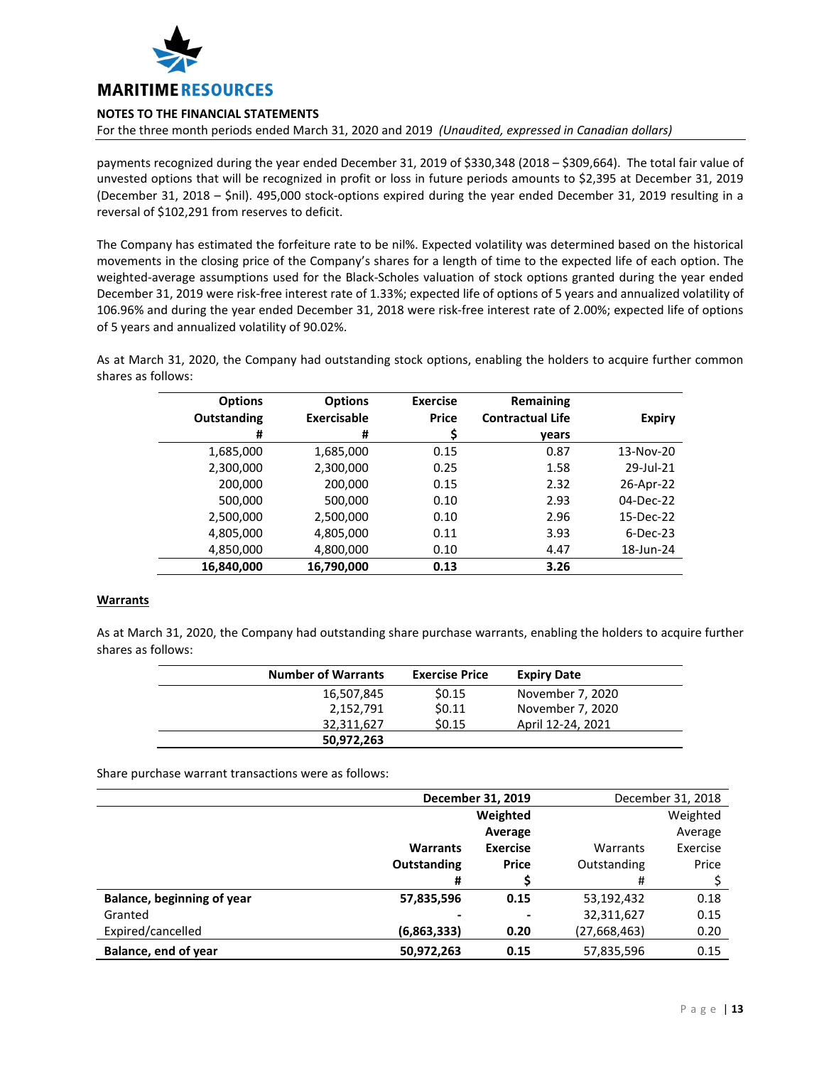payments recognized during the year ended December 31, 2019 of $330,348 (2018 – $309,664). The total fair value of unvested options that will be recognized in profit or loss in future periods amounts to $2,395 at December 31, 2019 (December 31, 2018 – $nil). 495,000 stock-options expired during the year ended December 31, 2019 resulting in a reversal of $102,291 from reserves to deficit.

The Company has estimated the forfeiture rate to be nil%. Expected volatility was determined based on the historical movements in the closing price of the Company's shares for a length of time to the expected life of each option. The weighted-average assumptions used for the Black-Scholes valuation of stock options granted during the year ended December 31, 2019 were risk-free interest rate of 1.33%; expected life of options of 5 years and annualized volatility of 106.96% and during the year ended December 31, 2018 were risk-free interest rate of 2.00%; expected life of options of 5 years and annualized volatility of 90.02%.

As at March 31, 2020, the Company had outstanding stock options, enabling the holders to acquire further common shares as follows:

| Options Outstanding # | Options Exercisable # | Exercise Price $ | Remaining Contractual Life years | Expiry |
|---|---|---|---|---|
| 1,685,000 | 1,685,000 | 0.15 | 0.87 | 13-Nov-20 |
| 2,300,000 | 2,300,000 | 0.25 | 1.58 | 29-Jul-21 |
| 200,000 | 200,000 | 0.15 | 2.32 | 26-Apr-22 |
| 500,000 | 500,000 | 0.10 | 2.93 | 04-Dec-22 |
| 2,500,000 | 2,500,000 | 0.10 | 2.96 | 15-Dec-22 |
| 4,805,000 | 4,805,000 | 0.11 | 3.93 | 6-Dec-23 |
| 4,850,000 | 4,800,000 | 0.10 | 4.47 | 18-Jun-24 |
| **16,840,000** | **16,790,000** | **0.13** | **3.26** | |

**Warrants**

As at March 31, 2020, the Company had outstanding share purchase warrants, enabling the holders to acquire further shares as follows:

| Number of Warrants | Exercise Price | Expiry Date |
|---|---|---|
| 16,507,845 | $0.15 | November 7, 2020 |
| 2,152,791 | $0.11 | November 7, 2020 |
| 32,311,627 | $0.15 | April 12-24, 2021 |
| **50,972,263** | | |

Share purchase warrant transactions were as follows:

| | **December 31, 2019** | | December 31, 2018 | |
|---|---|---|---|---|
| | **Warrants Outstanding #** | **Weighted Average Exercise Price $** | Warrants Outstanding # | Weighted Average Exercise Price $ |
| **Balance, beginning of year** | **57,835,596** | **0.15** | 53,192,432 | 0.18 |
| Granted | **-** | **-** | 32,311,627 | 0.15 |
| Expired/cancelled | **(6,863,333)** | **0.20** | (27,668,463) | 0.20 |
| **Balance, end of year** | **50,972,263** | **0.15** | 57,835,596 | 0.15 |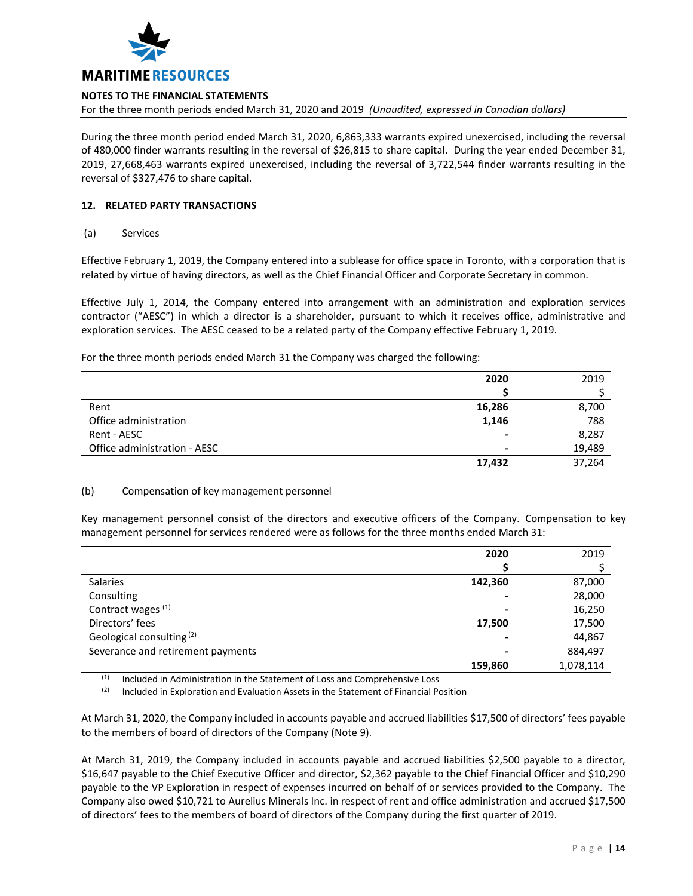During the three month period ended March 31, 2020, 6,863,333 warrants expired unexercised, including the reversal of 480,000 finder warrants resulting in the reversal of $26,815 to share capital. During the year ended December 31, 2019, 27,668,463 warrants expired unexercised, including the reversal of 3,722,544 finder warrants resulting in the reversal of $327,476 to share capital.

## 12. RELATED PARTY TRANSACTIONS

### (a) Services

Effective February 1, 2019, the Company entered into a sublease for office space in Toronto, with a corporation that is related by virtue of having directors, as well as the Chief Financial Officer and Corporate Secretary in common.

Effective July 1, 2014, the Company entered into arrangement with an administration and exploration services contractor ("AESC") in which a director is a shareholder, pursuant to which it receives office, administrative and exploration services. The AESC ceased to be a related party of the Company effective February 1, 2019.

For the three month periods ended March 31 the Company was charged the following:

| | **2020** | 2019 |
|---|---|---|
| | **$** | $ |
| Rent | **16,286** | 8,700 |
| Office administration | **1,146** | 788 |
| Rent - AESC | **-** | 8,287 |
| Office administration - AESC | **-** | 19,489 |
| | **17,432** | 37,264 |

### (b) Compensation of key management personnel

Key management personnel consist of the directors and executive officers of the Company. Compensation to key management personnel for services rendered were as follows for the three months ended March 31:

| | **2020** | 2019 |
|---|---|---|
| | **$** | $ |
| Salaries | **142,360** | 87,000 |
| Consulting | **-** | 28,000 |
| Contract wages (1) | **-** | 16,250 |
| Directors' fees | **17,500** | 17,500 |
| Geological consulting (2) | **-** | 44,867 |
| Severance and retirement payments | **-** | 884,497 |
| | **159,860** | 1,078,114 |

(1) Included in Administration in the Statement of Loss and Comprehensive Loss
(2) Included in Exploration and Evaluation Assets in the Statement of Financial Position

At March 31, 2020, the Company included in accounts payable and accrued liabilities $17,500 of directors' fees payable to the members of board of directors of the Company (Note 9).

At March 31, 2019, the Company included in accounts payable and accrued liabilities $2,500 payable to a director, $16,647 payable to the Chief Executive Officer and director, $2,362 payable to the Chief Financial Officer and $10,290 payable to the VP Exploration in respect of expenses incurred on behalf of or services provided to the Company. The Company also owed $10,721 to Aurelius Minerals Inc. in respect of rent and office administration and accrued $17,500 of directors' fees to the members of board of directors of the Company during the first quarter of 2019.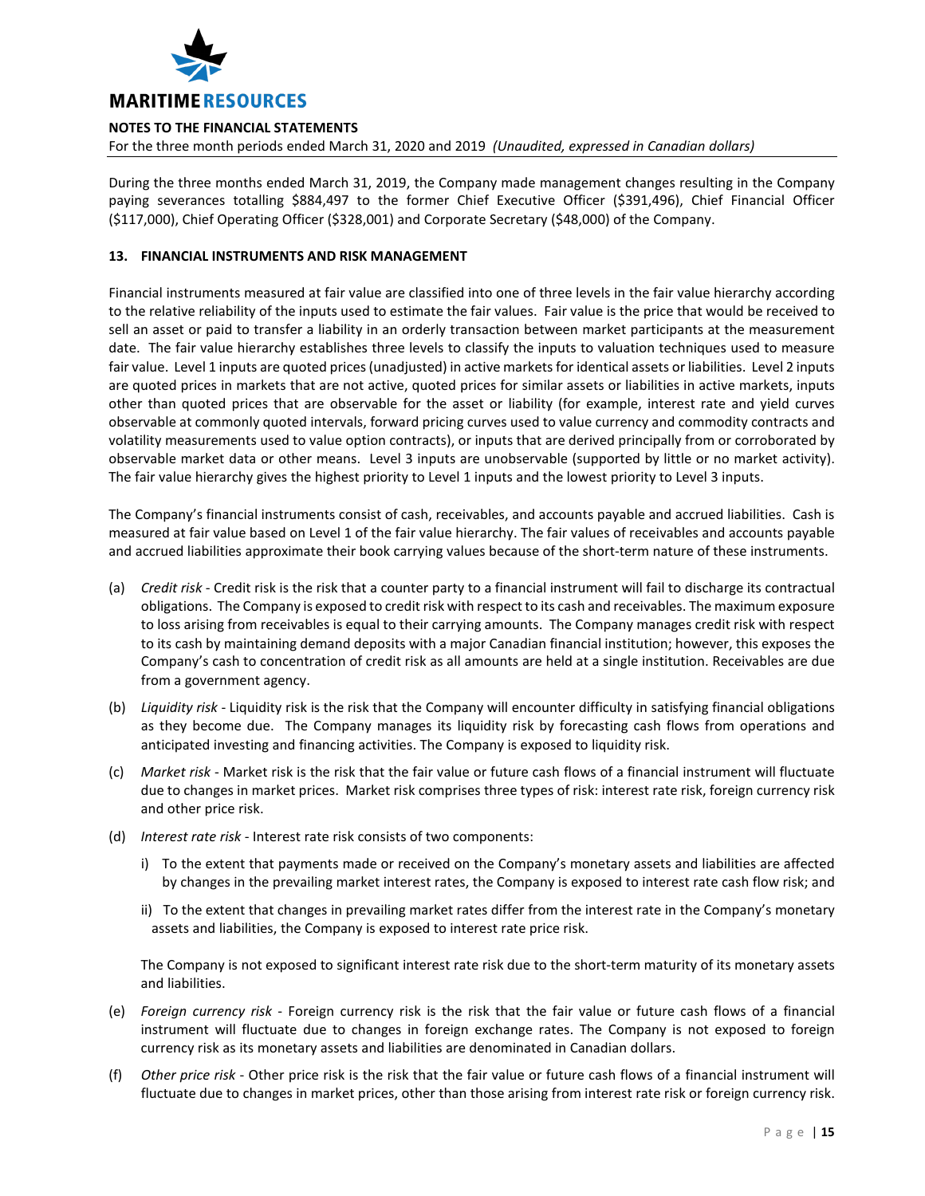During the three months ended March 31, 2019, the Company made management changes resulting in the Company paying severances totalling $884,497 to the former Chief Executive Officer ($391,496), Chief Financial Officer ($117,000), Chief Operating Officer ($328,001) and Corporate Secretary ($48,000) of the Company.

## 13. FINANCIAL INSTRUMENTS AND RISK MANAGEMENT

Financial instruments measured at fair value are classified into one of three levels in the fair value hierarchy according to the relative reliability of the inputs used to estimate the fair values. Fair value is the price that would be received to sell an asset or paid to transfer a liability in an orderly transaction between market participants at the measurement date. The fair value hierarchy establishes three levels to classify the inputs to valuation techniques used to measure fair value. Level 1 inputs are quoted prices (unadjusted) in active markets for identical assets or liabilities. Level 2 inputs are quoted prices in markets that are not active, quoted prices for similar assets or liabilities in active markets, inputs other than quoted prices that are observable for the asset or liability (for example, interest rate and yield curves observable at commonly quoted intervals, forward pricing curves used to value currency and commodity contracts and volatility measurements used to value option contracts), or inputs that are derived principally from or corroborated by observable market data or other means. Level 3 inputs are unobservable (supported by little or no market activity). The fair value hierarchy gives the highest priority to Level 1 inputs and the lowest priority to Level 3 inputs.

The Company's financial instruments consist of cash, receivables, and accounts payable and accrued liabilities. Cash is measured at fair value based on Level 1 of the fair value hierarchy. The fair values of receivables and accounts payable and accrued liabilities approximate their book carrying values because of the short-term nature of these instruments.

(a) *Credit risk* - Credit risk is the risk that a counter party to a financial instrument will fail to discharge its contractual obligations. The Company is exposed to credit risk with respect to its cash and receivables. The maximum exposure to loss arising from receivables is equal to their carrying amounts. The Company manages credit risk with respect to its cash by maintaining demand deposits with a major Canadian financial institution; however, this exposes the Company's cash to concentration of credit risk as all amounts are held at a single institution. Receivables are due from a government agency.

(b) *Liquidity risk* - Liquidity risk is the risk that the Company will encounter difficulty in satisfying financial obligations as they become due. The Company manages its liquidity risk by forecasting cash flows from operations and anticipated investing and financing activities. The Company is exposed to liquidity risk.

(c) *Market risk* - Market risk is the risk that the fair value or future cash flows of a financial instrument will fluctuate due to changes in market prices. Market risk comprises three types of risk: interest rate risk, foreign currency risk and other price risk.

(d) *Interest rate risk* - Interest rate risk consists of two components:

   i) To the extent that payments made or received on the Company's monetary assets and liabilities are affected by changes in the prevailing market interest rates, the Company is exposed to interest rate cash flow risk; and

   ii) To the extent that changes in prevailing market rates differ from the interest rate in the Company's monetary assets and liabilities, the Company is exposed to interest rate price risk.

   The Company is not exposed to significant interest rate risk due to the short-term maturity of its monetary assets and liabilities.

(e) *Foreign currency risk* - Foreign currency risk is the risk that the fair value or future cash flows of a financial instrument will fluctuate due to changes in foreign exchange rates. The Company is not exposed to foreign currency risk as its monetary assets and liabilities are denominated in Canadian dollars.

(f) *Other price risk* - Other price risk is the risk that the fair value or future cash flows of a financial instrument will fluctuate due to changes in market prices, other than those arising from interest rate risk or foreign currency risk.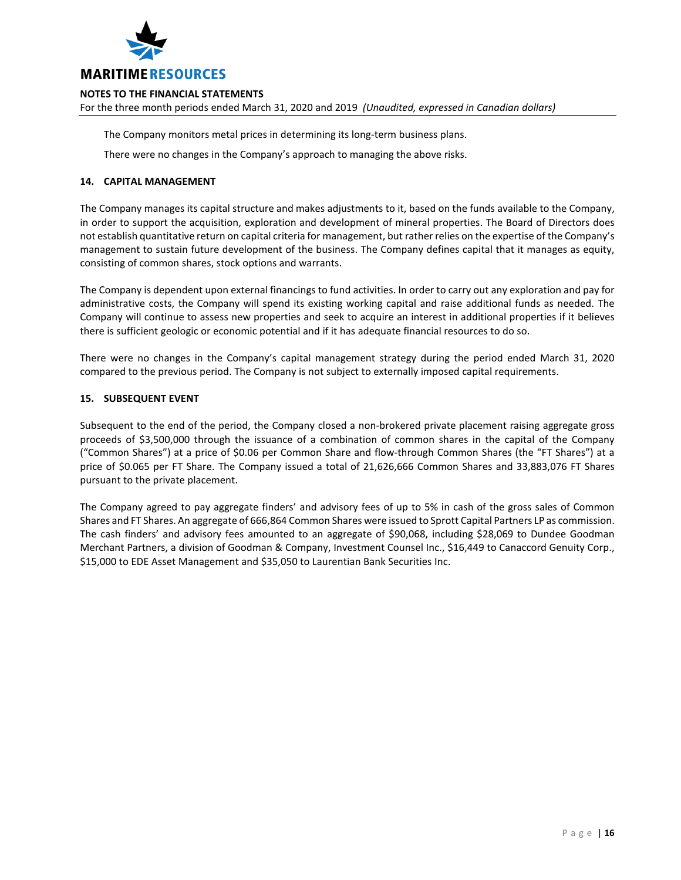The Company monitors metal prices in determining its long-term business plans.

There were no changes in the Company's approach to managing the above risks.

### 14. CAPITAL MANAGEMENT

The Company manages its capital structure and makes adjustments to it, based on the funds available to the Company, in order to support the acquisition, exploration and development of mineral properties. The Board of Directors does not establish quantitative return on capital criteria for management, but rather relies on the expertise of the Company's management to sustain future development of the business. The Company defines capital that it manages as equity, consisting of common shares, stock options and warrants.

The Company is dependent upon external financings to fund activities. In order to carry out any exploration and pay for administrative costs, the Company will spend its existing working capital and raise additional funds as needed. The Company will continue to assess new properties and seek to acquire an interest in additional properties if it believes there is sufficient geologic or economic potential and if it has adequate financial resources to do so.

There were no changes in the Company's capital management strategy during the period ended March 31, 2020 compared to the previous period. The Company is not subject to externally imposed capital requirements.

### 15. SUBSEQUENT EVENT

Subsequent to the end of the period, the Company closed a non-brokered private placement raising aggregate gross proceeds of $3,500,000 through the issuance of a combination of common shares in the capital of the Company ("Common Shares") at a price of $0.06 per Common Share and flow-through Common Shares (the "FT Shares") at a price of $0.065 per FT Share. The Company issued a total of 21,626,666 Common Shares and 33,883,076 FT Shares pursuant to the private placement.

The Company agreed to pay aggregate finders' and advisory fees of up to 5% in cash of the gross sales of Common Shares and FT Shares. An aggregate of 666,864 Common Shares were issued to Sprott Capital Partners LP as commission. The cash finders' and advisory fees amounted to an aggregate of $90,068, including $28,069 to Dundee Goodman Merchant Partners, a division of Goodman & Company, Investment Counsel Inc., $16,449 to Canaccord Genuity Corp., $15,000 to EDE Asset Management and $35,050 to Laurentian Bank Securities Inc.